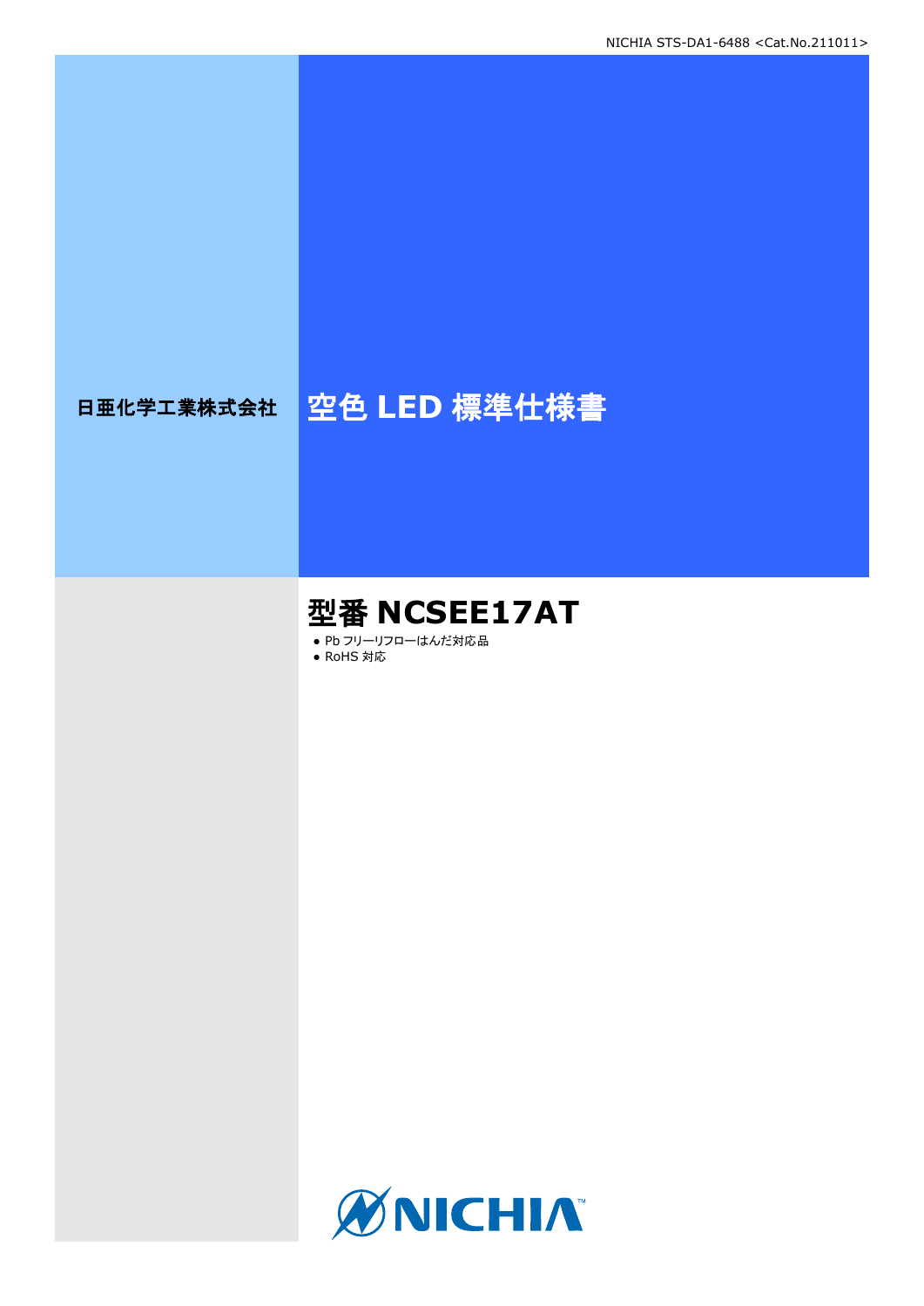NICHIA STS-DA1-6488 <Cat.No.211011>

日亜化学工業株式会社

# 空色 LED 標準仕様書

## 型番 NCSEE17AT

- Pb フリーリフローはんだ対応品
- RoHS 対応

NICHIA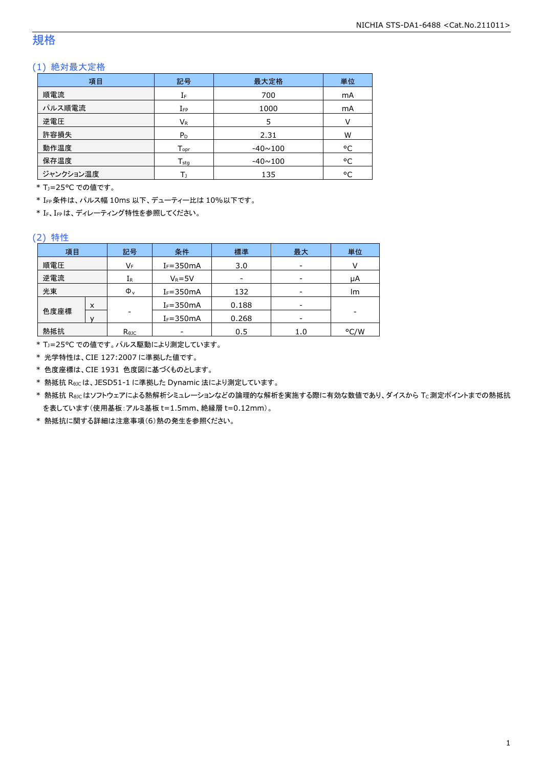# 規格

## (1) 絶対最大定格

| 項目 | 記号 | 最大定格 | 単位 |
|---|---|---|---|
| 順電流 | $I_F$ | 700 | mA |
| パルス順電流 | $I_{FP}$ | 1000 | mA |
| 逆電圧 | $V_R$ | 5 | V |
| 許容損失 | $P_D$ | 2.31 | W |
| 動作温度 | $T_{opr}$ | -40~100 | °C |
| 保存温度 | $T_{stg}$ | -40~100 | °C |
| ジャンクション温度 | $T_J$ | 135 | °C |

\* $T_J$=25°C での値です。

\* $I_{FP}$ 条件は、パルス幅 10ms 以下、デューティー比は 10%以下です。

\* $I_F$、$I_{FP}$ は、ディレーティング特性を参照してください。

## (2) 特性

| 項目 | | 記号 | 条件 | 標準 | 最大 | 単位 |
|---|---|---|---|---|---|---|
| 順電圧 | | $V_F$ | $I_F$=350mA | 3.0 | - | V |
| 逆電流 | | $I_R$ | $V_R$=5V | - | - | μA |
| 光束 | | $\Phi_v$ | $I_F$=350mA | 132 | - | lm |
| 色度座標 | x | - | $I_F$=350mA | 0.188 | - | - |
| | y | | $I_F$=350mA | 0.268 | - | |
| 熱抵抗 | | $R_{\theta JC}$ | - | 0.5 | 1.0 | °C/W |

\* $T_J$=25°C での値です。パルス駆動により測定しています。

\* 光学特性は、CIE 127:2007 に準拠した値です。

\* 色度座標は、CIE 1931 色度図に基づくものとします。

\* 熱抵抗 $R_{\theta JC}$ は、JESD51-1 に準拠した Dynamic 法により測定しています。

\* 熱抵抗 $R_{\theta JC}$ はソフトウェアによる熱解析シミュレーションなどの論理的な解析を実施する際に有効な数値であり、ダイスから $T_C$ 測定ポイントまでの熱抵抗を表しています(使用基板:アルミ基板 t=1.5mm、絶縁層 t=0.12mm)。

\* 熱抵抗に関する詳細は注意事項(6)熱の発生を参照ください。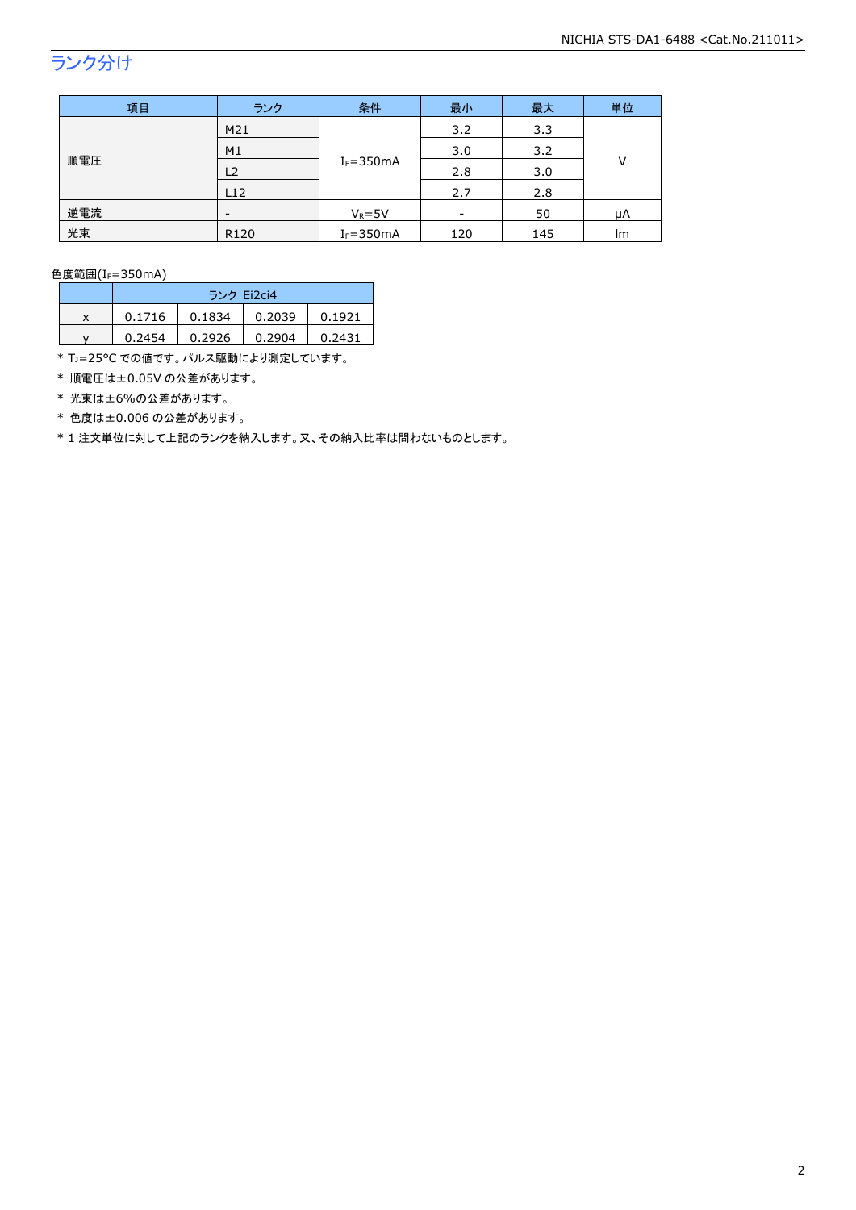## ランク分け

| 項目 | ランク | 条件 | 最小 | 最大 | 単位 |
|---|---|---|---|---|---|
| 順電圧 | M21 | $I_F$=350mA | 3.2 | 3.3 | V |
| | M1 | | 3.0 | 3.2 | |
| | L2 | | 2.8 | 3.0 | |
| | L12 | | 2.7 | 2.8 | |
| 逆電流 | - | $V_R$=5V | - | 50 | μA |
| 光束 | R120 | $I_F$=350mA | 120 | 145 | lm |

色度範囲($I_F$=350mA)

| | ランク Ei2ci4 | | | |
|---|---|---|---|---|
| x | 0.1716 | 0.1834 | 0.2039 | 0.1921 |
| y | 0.2454 | 0.2926 | 0.2904 | 0.2431 |

* $T_J$=25°C での値です。パルス駆動により測定しています。
* 順電圧は±0.05V の公差があります。
* 光束は±6%の公差があります。
* 色度は±0.006 の公差があります。
* 1 注文単位に対して上記のランクを納入します。又、その納入比率は問わないものとします。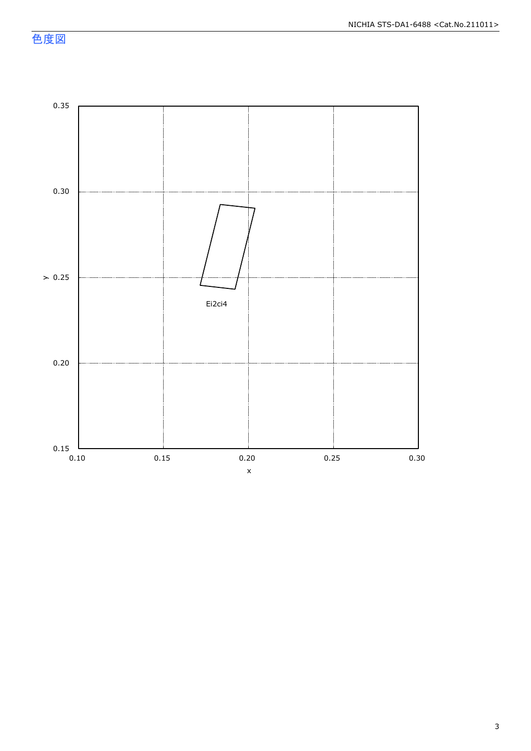## 色度図

y (0.15–0.35) vs x (0.10–0.30)

Ei2ci4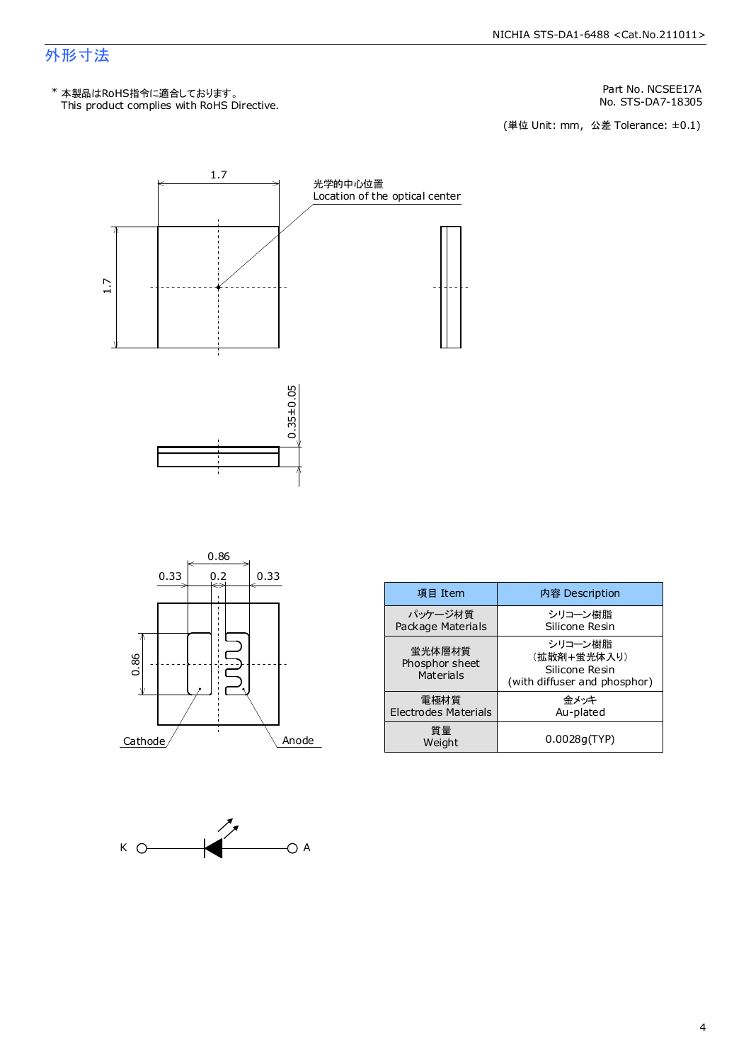## 外形寸法

\* 本製品はRoHS指令に適合しております。
This product complies with RoHS Directive.

Part No. NCSEE17A
No. STS-DA7-18305

(単位 Unit: mm, 公差 Tolerance: ±0.1)

1.7

光学的中心位置
Location of the optical center

1.7

0.35±0.05

0.86

0.33 0.2 0.33

0.86

Cathode Anode

| 項目 Item | 内容 Description |
|---|---|
| パッケージ材質<br>Package Materials | シリコーン樹脂<br>Silicone Resin |
| 蛍光体層材質<br>Phosphor sheet<br>Materials | シリコーン樹脂<br>(拡散剤+蛍光体入り)<br>Silicone Resin<br>(with diffuser and phosphor) |
| 電極材質<br>Electrodes Materials | 金メッキ<br>Au-plated |
| 質量<br>Weight | 0.0028g(TYP) |

K A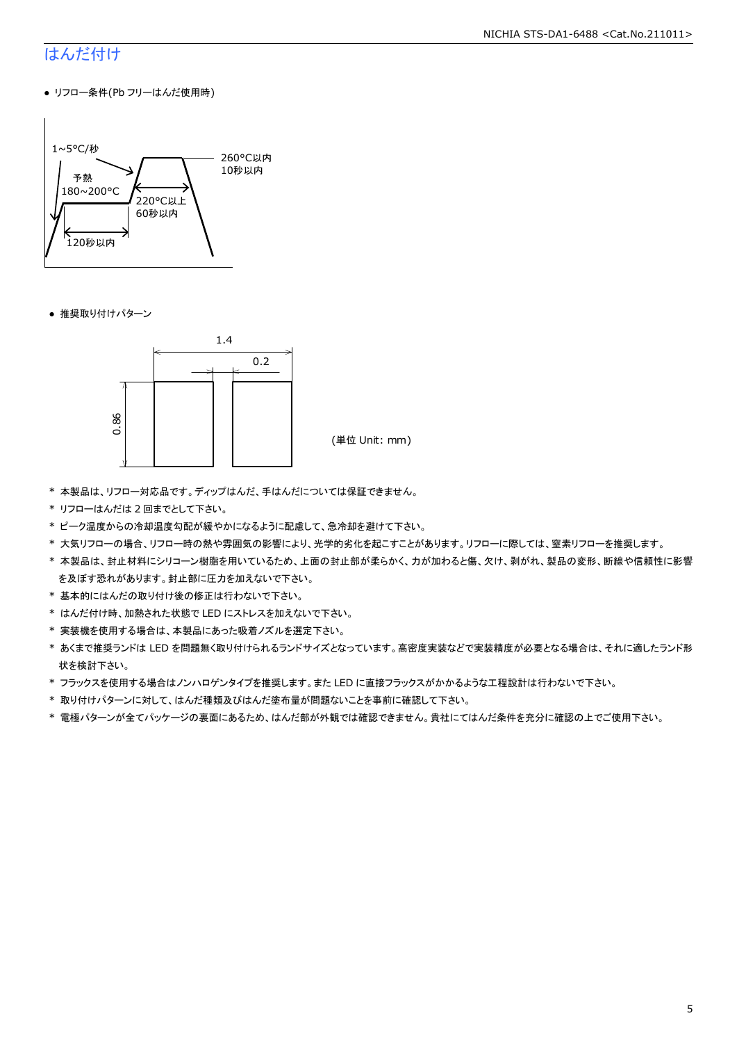# はんだ付け

- リフロー条件(Pb フリーはんだ使用時)

1~5°C/秒
予熱
180~200°C
120秒以内
220°C以上
60秒以内
260°C以内
10秒以内

- 推奨取り付けパターン

1.4
0.2
0.86

(単位 Unit: mm)

\* 本製品は、リフロー対応品です。ディップはんだ、手はんだについては保証できません。
\* リフローはんだは 2 回までとして下さい。
\* ピーク温度からの冷却温度勾配が緩やかになるように配慮して、急冷却を避けて下さい。
\* 大気リフローの場合、リフロー時の熱や雰囲気の影響により、光学的劣化を起こすことがあります。リフローに際しては、窒素リフローを推奨します。
\* 本製品は、封止材料にシリコーン樹脂を用いているため、上面の封止部が柔らかく、力が加わると傷、欠け、剥がれ、製品の変形、断線や信頼性に影響を及ぼす恐れがあります。封止部に圧力を加えないで下さい。
\* 基本的にはんだの取り付け後の修正は行わないで下さい。
\* はんだ付け時、加熱された状態で LED にストレスを加えないで下さい。
\* 実装機を使用する場合は、本製品にあった吸着ノズルを選定下さい。
\* あくまで推奨ランドは LED を問題無く取り付けられるランドサイズとなっています。高密度実装などで実装精度が必要となる場合は、それに適したランド形状を検討下さい。
\* フラックスを使用する場合はノンハロゲンタイプを推奨します。また LED に直接フラックスがかかるような工程設計は行わないで下さい。
\* 取り付けパターンに対して、はんだ種類及びはんだ塗布量が問題ないことを事前に確認して下さい。
\* 電極パターンが全てパッケージの裏面にあるため、はんだ部が外観では確認できません。貴社にてはんだ条件を充分に確認の上でご使用下さい。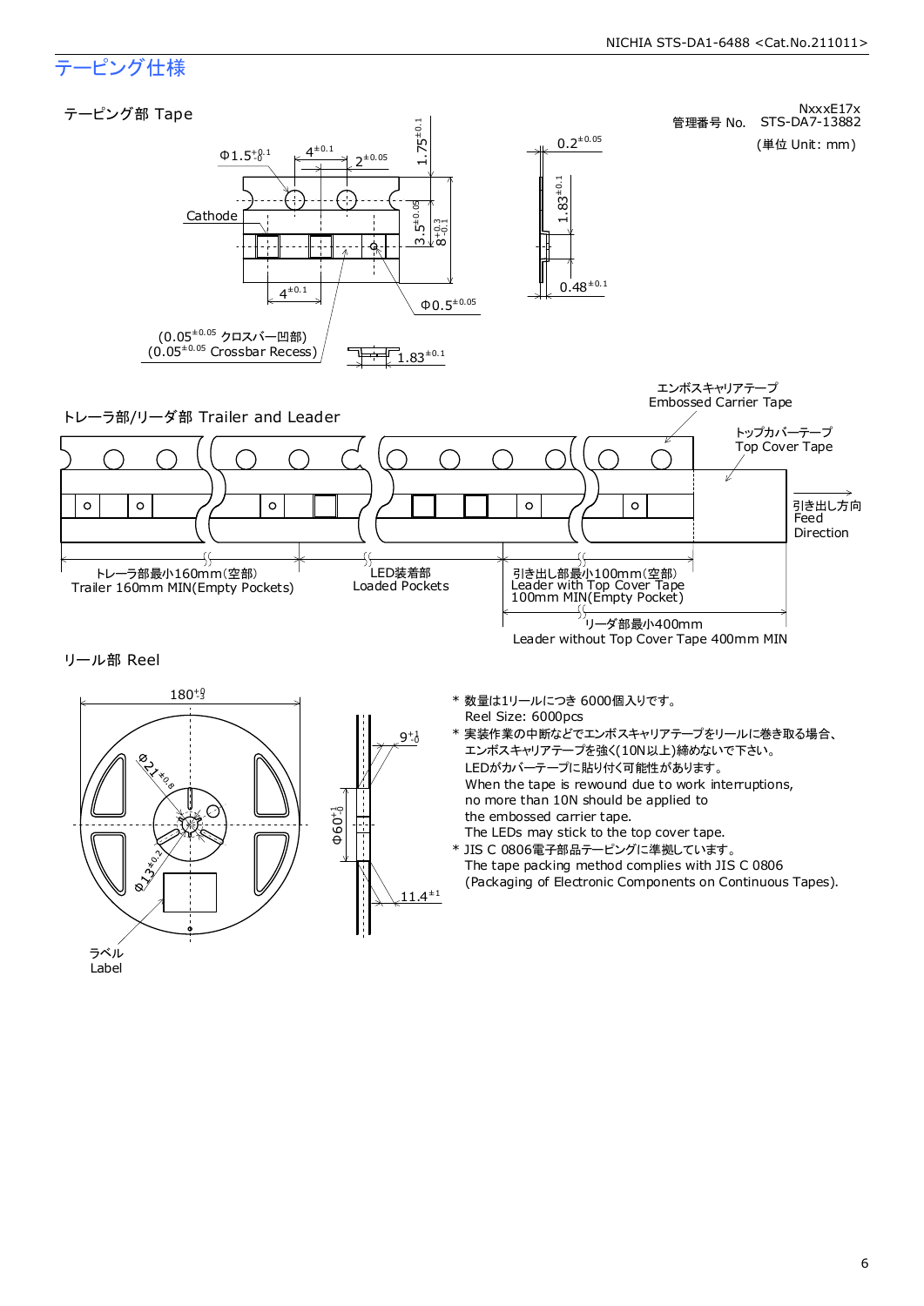# テーピング仕様

NxxxE17x
管理番号 No. STS-DA7-13882
(単位 Unit: mm)

## テーピング部 Tape

Cathode

$\Phi 1.5^{+0.1}_{-0}$　$4^{\pm 0.1}$　$2^{\pm 0.05}$　$1.75^{\pm 0.1}$　$3.5^{\pm 0.05}$　$8^{+0.3}_{-0.1}$　$4^{\pm 0.1}$　$\Phi 0.5^{\pm 0.05}$　$0.2^{\pm 0.05}$　$1.83^{\pm 0.1}$　$0.48^{\pm 0.1}$　$1.83^{\pm 0.1}$

($0.05^{\pm 0.05}$ クロスバー凹部)
($0.05^{\pm 0.05}$ Crossbar Recess)

## トレーラ部/リーダ部 Trailer and Leader

エンボスキャリアテープ
Embossed Carrier Tape

トップカバーテープ
Top Cover Tape

引き出し方向
Feed
Direction

トレーラ部最小160mm(空部)
Trailer 160mm MIN(Empty Pockets)

LED装着部
Loaded Pockets

引き出し部最小100mm(空部)
Leader with Top Cover Tape
100mm MIN(Empty Pocket)

リーダ部最小400mm
Leader without Top Cover Tape 400mm MIN

## リール部 Reel

$180^{+0}_{-3}$　$\Phi 21^{\pm 0.8}$　$\Phi 13^{\pm 0.2}$　$\Phi 60^{+1}_{-0}$　$9^{+1}_{-0}$　$11.4^{\pm 1}$

ラベル
Label

* 数量は1リールにつき 6000個入りです。
  Reel Size: 6000pcs
* 実装作業の中断などでエンボスキャリアテープをリールに巻き取る場合、
  エンボスキャリアテープを強く(10N以上)締めないで下さい。
  LEDがカバーテープに貼り付く可能性があります。
  When the tape is rewound due to work interruptions,
  no more than 10N should be applied to
  the embossed carrier tape.
  The LEDs may stick to the top cover tape.
* JIS C 0806電子部品テーピングに準拠しています。
  The tape packing method complies with JIS C 0806
  (Packaging of Electronic Components on Continuous Tapes).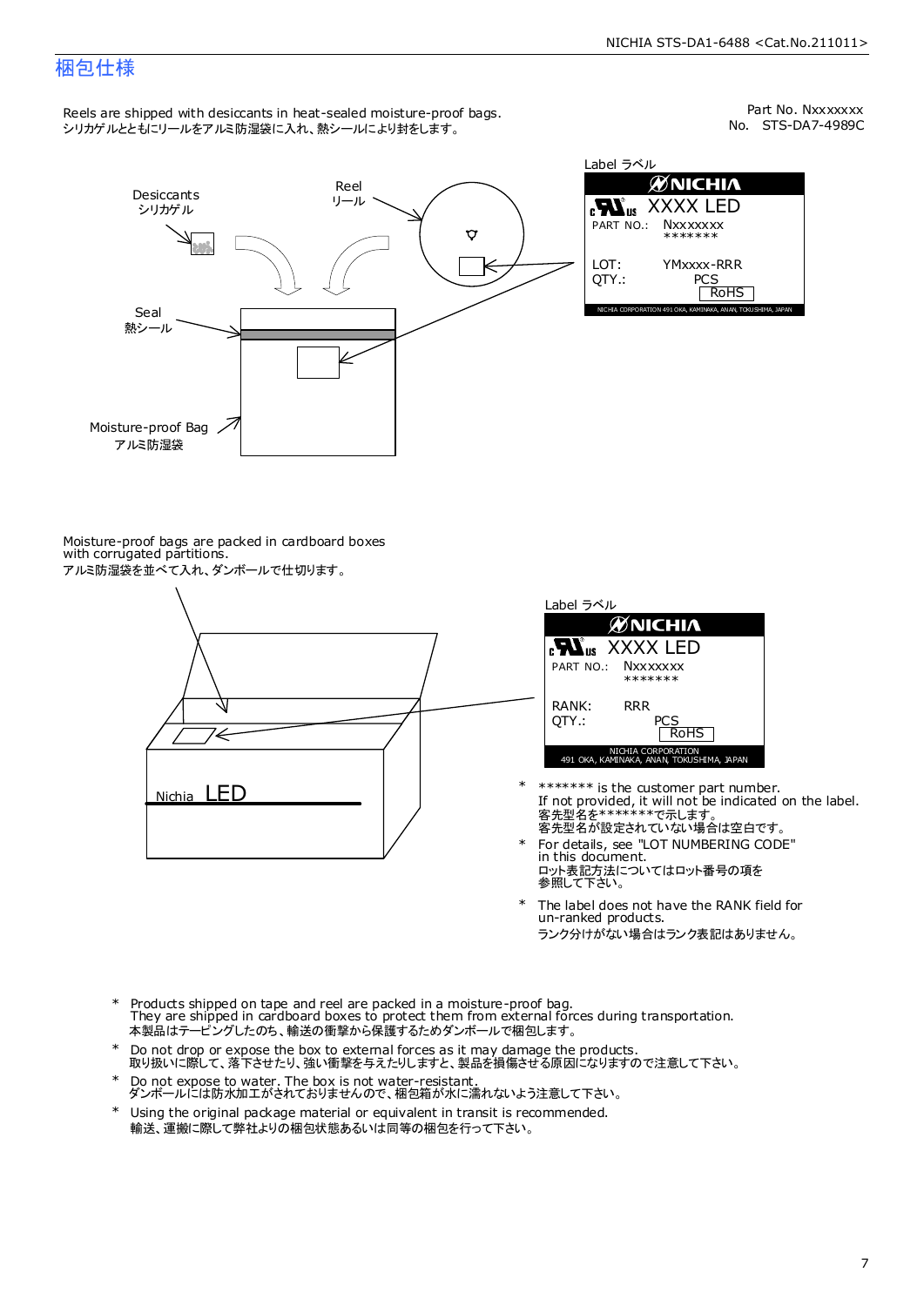# 梱包仕様

Reels are shipped with desiccants in heat-sealed moisture-proof bags.
シリカゲルとともにリールをアルミ防湿袋に入れ、熱シールにより封をします。

Part No. Nxxxxxxx
No. STS-DA7-4989C

Desiccants
シリカゲル

Reel
リール

Seal
熱シール

Moisture-proof Bag
アルミ防湿袋

Label ラベル

NICHIA
XXXX LED
PART NO.: Nxxxxxxx
\*\*\*\*\*\*\*
LOT: YMxxxx-RRR
QTY.: PCS
RoHS
NICHIA CORPORATION 491 OKA, KAMINAKA, ANAN, TOKUSHIMA, JAPAN

Moisture-proof bags are packed in cardboard boxes with corrugated partitions.
アルミ防湿袋を並べて入れ、ダンボールで仕切ります。

Nichia LED

Label ラベル

NICHIA
XXXX LED
PART NO.: Nxxxxxxx
\*\*\*\*\*\*\*
RANK: RRR
QTY.: PCS
RoHS
NICHIA CORPORATION
491 OKA, KAMINAKA, ANAN, TOKUSHIMA, JAPAN

- \*\*\*\*\*\*\* is the customer part number.
  If not provided, it will not be indicated on the label.
  客先型名を\*\*\*\*\*\*\*で示します。
  客先型名が設定されていない場合は空白です。
- For details, see "LOT NUMBERING CODE" in this document.
  ロット表記方法についてはロット番号の項を参照して下さい。
- The label does not have the RANK field for un-ranked products.
  ランク分けがない場合はランク表記はありません。

- Products shipped on tape and reel are packed in a moisture-proof bag.
  They are shipped in cardboard boxes to protect them from external forces during transportation.
  本製品はテーピングしたのち、輸送の衝撃から保護するためダンボールで梱包します。
- Do not drop or expose the box to external forces as it may damage the products.
  取り扱いに際して、落下させたり、強い衝撃を与えたりしますと、製品を損傷させる原因になりますので注意して下さい。
- Do not expose to water. The box is not water-resistant.
  ダンボールには防水加工がされておりませんので、梱包箱が水に濡れないよう注意して下さい。
- Using the original package material or equivalent in transit is recommended.
  輸送、運搬に際して弊社よりの梱包状態あるいは同等の梱包を行って下さい。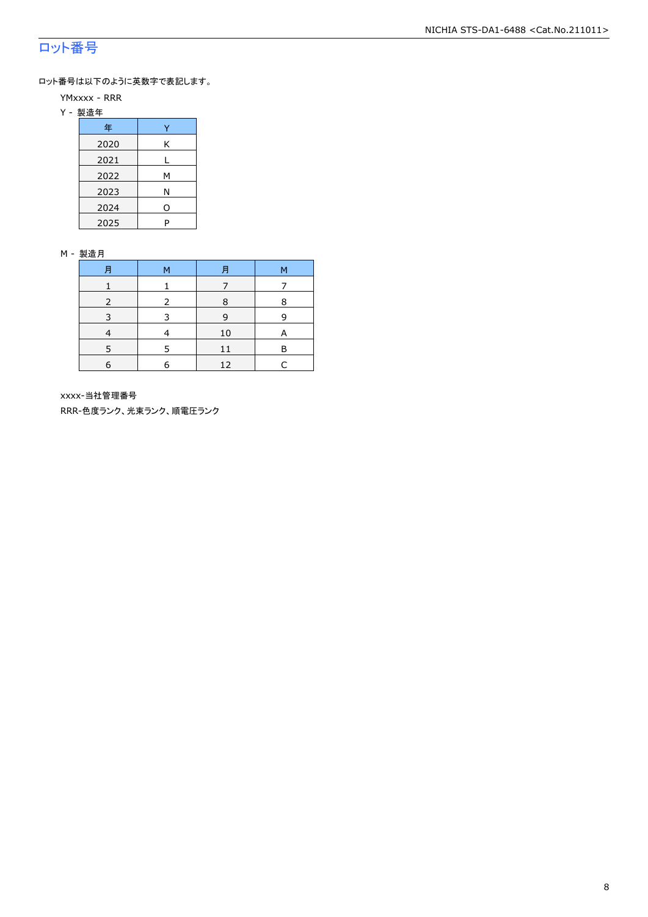## ロット番号

ロット番号は以下のように英数字で表記します。

YMxxxx - RRR

Y - 製造年

| 年 | Y |
|---|---|
| 2020 | K |
| 2021 | L |
| 2022 | M |
| 2023 | N |
| 2024 | O |
| 2025 | P |

M - 製造月

| 月 | M | 月 | M |
|---|---|---|---|
| 1 | 1 | 7 | 7 |
| 2 | 2 | 8 | 8 |
| 3 | 3 | 9 | 9 |
| 4 | 4 | 10 | A |
| 5 | 5 | 11 | B |
| 6 | 6 | 12 | C |

xxxx-当社管理番号

RRR-色度ランク、光束ランク、順電圧ランク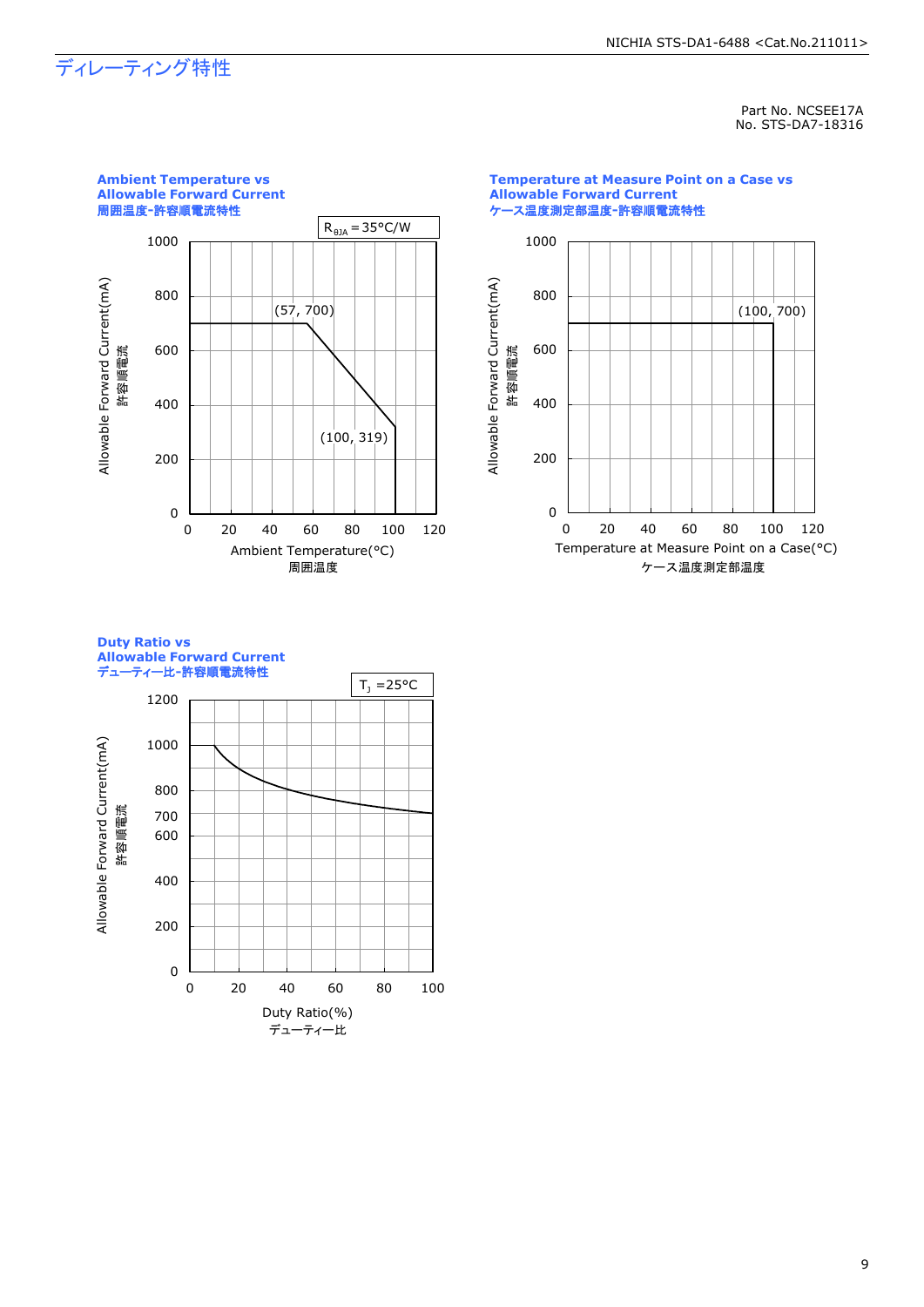# ディレーティング特性

Part No. NCSEE17A
No. STS-DA7-18316

**Ambient Temperature vs Allowable Forward Current**
**周囲温度-許容順電流特性**

$R_{\theta JA}$ = 35°C/W

Allowable Forward Current(mA) 許容順電流

(57, 700)

(100, 319)

Ambient Temperature(°C)
周囲温度

**Temperature at Measure Point on a Case vs Allowable Forward Current**
**ケース温度測定部温度-許容順電流特性**

Allowable Forward Current(mA) 許容順電流

(100, 700)

Temperature at Measure Point on a Case(°C)
ケース温度測定部温度

**Duty Ratio vs Allowable Forward Current**
**デューティー比-許容順電流特性**

$T_J$ =25°C

Allowable Forward Current(mA) 許容順電流

Duty Ratio(%)
デューティー比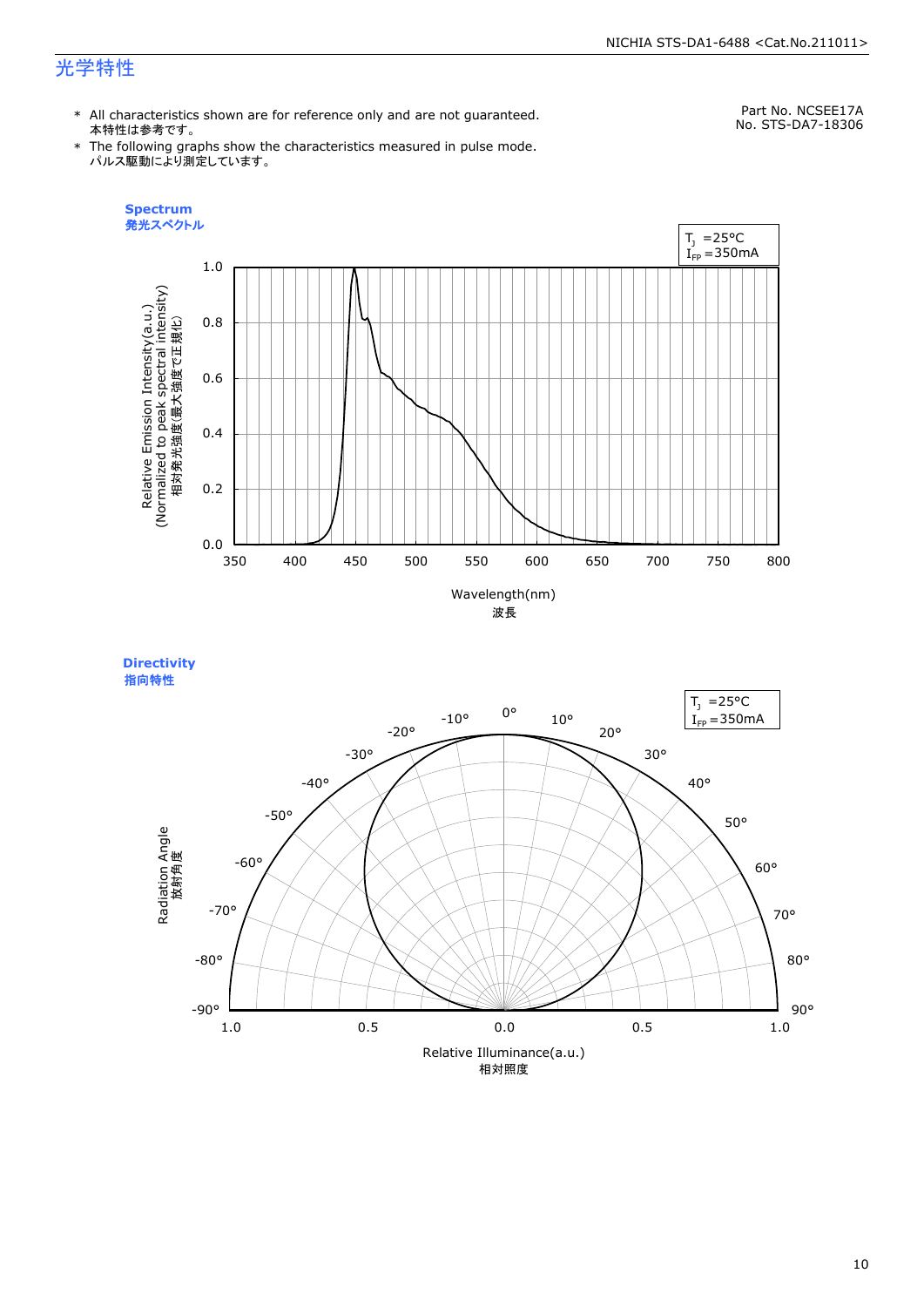# 光学特性

Part No. NCSEE17A
No. STS-DA7-18306

- \* All characteristics shown are for reference only and are not guaranteed.
  本特性は参考です。
- \* The following graphs show the characteristics measured in pulse mode.
  パルス駆動により測定しています。

**Spectrum**
**発光スペクトル**

$T_J$ =25°C
$I_{FP}$ =350mA

Relative Emission Intensity(a.u.)
(Normalized to peak spectral intensity)
相対発光強度(最大強度で正規化)

Wavelength(nm)
波長

**Directivity**
**指向特性**

$T_J$ =25°C
$I_{FP}$ =350mA

Radiation Angle
放射角度

Relative Illuminance(a.u.)
相対照度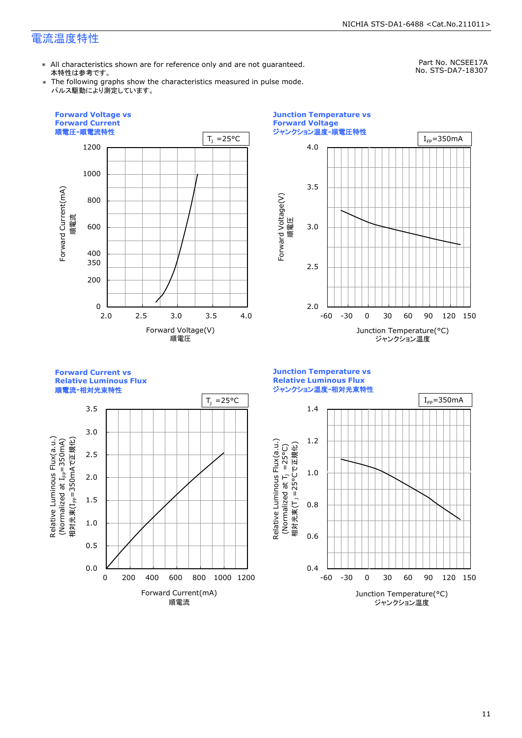# 電流温度特性

Part No. NCSEE17A
No. STS-DA7-18307

* All characteristics shown are for reference only and are not guaranteed.
  本特性は参考です。
* The following graphs show the characteristics measured in pulse mode.
  パルス駆動により測定しています。

**Forward Voltage vs Forward Current**
**順電圧-順電流特性**

$T_J$ =25°C

Forward Current(mA) 順電流 / Forward Voltage(V) 順電圧

**Junction Temperature vs Forward Voltage**
**ジャンクション温度-順電圧特性**

$I_{FP}$=350mA

Forward Voltage(V) 順電圧 / Junction Temperature(°C) ジャンクション温度

**Forward Current vs Relative Luminous Flux**
**順電流-相対光束特性**

$T_J$ =25°C

Relative Luminous Flux(a.u.) (Normalized at $I_{FP}$=350mA) 相対光束($I_{FP}$=350mAで正規化) / Forward Current(mA) 順電流

**Junction Temperature vs Relative Luminous Flux**
**ジャンクション温度-相対光束特性**

$I_{FP}$=350mA

Relative Luminous Flux(a.u.) (Normalized at $T_J$ =25°C) 相対光束($T_J$ =25°Cで正規化) / Junction Temperature(°C) ジャンクション温度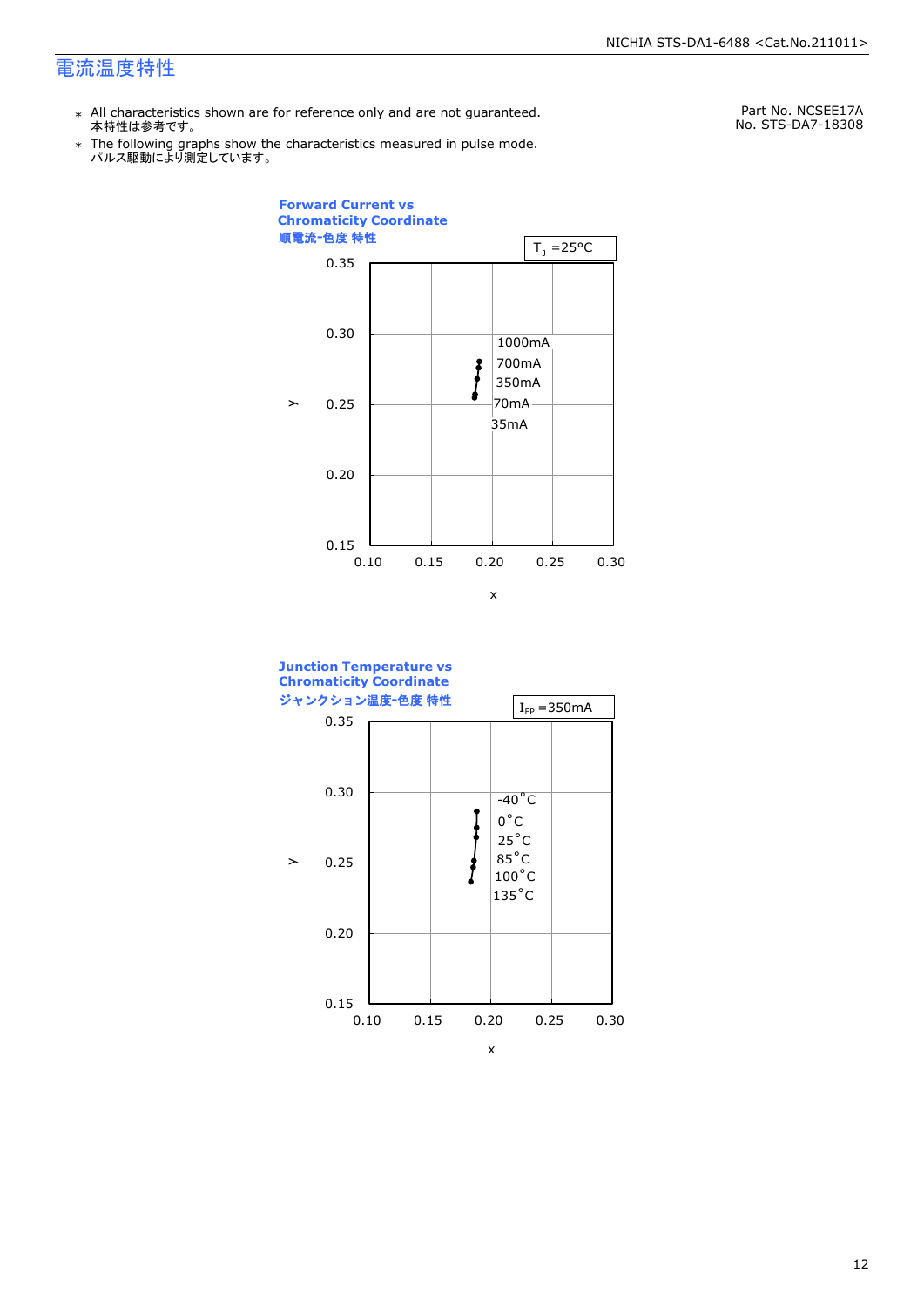# 電流温度特性

Part No. NCSEE17A
No. STS-DA7-18308

- ＊ All characteristics shown are for reference only and are not guaranteed.
  本特性は参考です。
- ＊ The following graphs show the characteristics measured in pulse mode.
  パルス駆動により測定しています。

**Forward Current vs Chromaticity Coordinate**
**順電流-色度 特性**

$T_J$ =25°C

| y \ x | 0.10 | 0.15 | 0.20 | 0.25 | 0.30 |
|---|---|---|---|---|---|
| 0.35 | | | | | |
| 0.30 | | | | | |
| 0.25 | | | | | |
| 0.20 | | | | | |
| 0.15 | | | | | |

Labels: 1000mA, 700mA, 350mA, 70mA, 35mA

**Junction Temperature vs Chromaticity Coordinate**
**ジャンクション温度-色度 特性**

$I_{FP}$ =350mA

| y \ x | 0.10 | 0.15 | 0.20 | 0.25 | 0.30 |
|---|---|---|---|---|---|
| 0.35 | | | | | |
| 0.30 | | | | | |
| 0.25 | | | | | |
| 0.20 | | | | | |
| 0.15 | | | | | |

Labels: -40°C, 0°C, 25°C, 85°C, 100°C, 135°C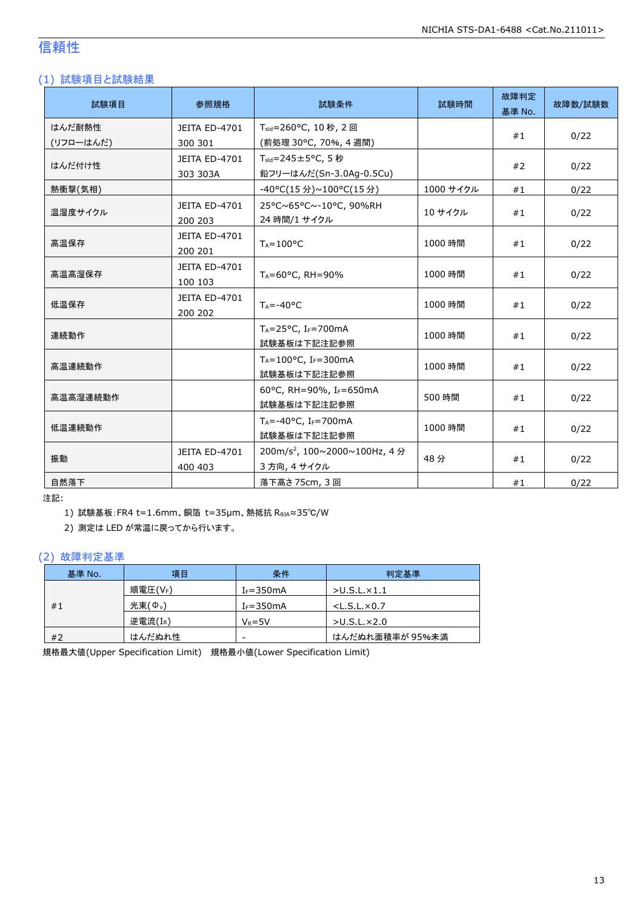## 信頼性

### (1) 試験項目と試験結果

| 試験項目 | 参照規格 | 試験条件 | 試験時間 | 故障判定基準 No. | 故障数/試験数 |
|---|---|---|---|---|---|
| はんだ耐熱性 (リフローはんだ) | JEITA ED-4701 300 301 | $T_{sld}$=260°C, 10 秒, 2 回 (前処理 30°C, 70%, 4 週間) | | #1 | 0/22 |
| はんだ付け性 | JEITA ED-4701 303 303A | $T_{sld}$=245±5°C, 5 秒 鉛フリーはんだ(Sn-3.0Ag-0.5Cu) | | #2 | 0/22 |
| 熱衝撃(気相) | | -40°C(15 分)~100°C(15 分) | 1000 サイクル | #1 | 0/22 |
| 温湿度サイクル | JEITA ED-4701 200 203 | 25°C~65°C~-10°C, 90%RH 24 時間/1 サイクル | 10 サイクル | #1 | 0/22 |
| 高温保存 | JEITA ED-4701 200 201 | $T_A$=100°C | 1000 時間 | #1 | 0/22 |
| 高温高湿保存 | JEITA ED-4701 100 103 | $T_A$=60°C, RH=90% | 1000 時間 | #1 | 0/22 |
| 低温保存 | JEITA ED-4701 200 202 | $T_A$=-40°C | 1000 時間 | #1 | 0/22 |
| 連続動作 | | $T_A$=25°C, $I_F$=700mA 試験基板は下記注記参照 | 1000 時間 | #1 | 0/22 |
| 高温連続動作 | | $T_A$=100°C, $I_F$=300mA 試験基板は下記注記参照 | 1000 時間 | #1 | 0/22 |
| 高温高湿連続動作 | | 60°C, RH=90%, $I_F$=650mA 試験基板は下記注記参照 | 500 時間 | #1 | 0/22 |
| 低温連続動作 | | $T_A$=-40°C, $I_F$=700mA 試験基板は下記注記参照 | 1000 時間 | #1 | 0/22 |
| 振動 | JEITA ED-4701 400 403 | 200m/s$^2$, 100~2000~100Hz, 4 分 3 方向, 4 サイクル | 48 分 | #1 | 0/22 |
| 自然落下 | | 落下高さ 75cm, 3 回 | | #1 | 0/22 |

注記:

1) 試験基板:FR4 t=1.6mm、銅箔 t=35μm、熱抵抗 $R_{\theta JA}$≈35℃/W
2) 測定は LED が常温に戻ってから行います。

### (2) 故障判定基準

| 基準 No. | 項目 | 条件 | 判定基準 |
|---|---|---|---|
| #1 | 順電圧($V_F$) | $I_F$=350mA | >U.S.L.×1.1 |
| | 光束($\Phi_V$) | $I_F$=350mA | <L.S.L.×0.7 |
| | 逆電流($I_R$) | $V_R$=5V | >U.S.L.×2.0 |
| #2 | はんだぬれ性 | - | はんだぬれ面積率が 95%未満 |

規格最大値(Upper Specification Limit)　規格最小値(Lower Specification Limit)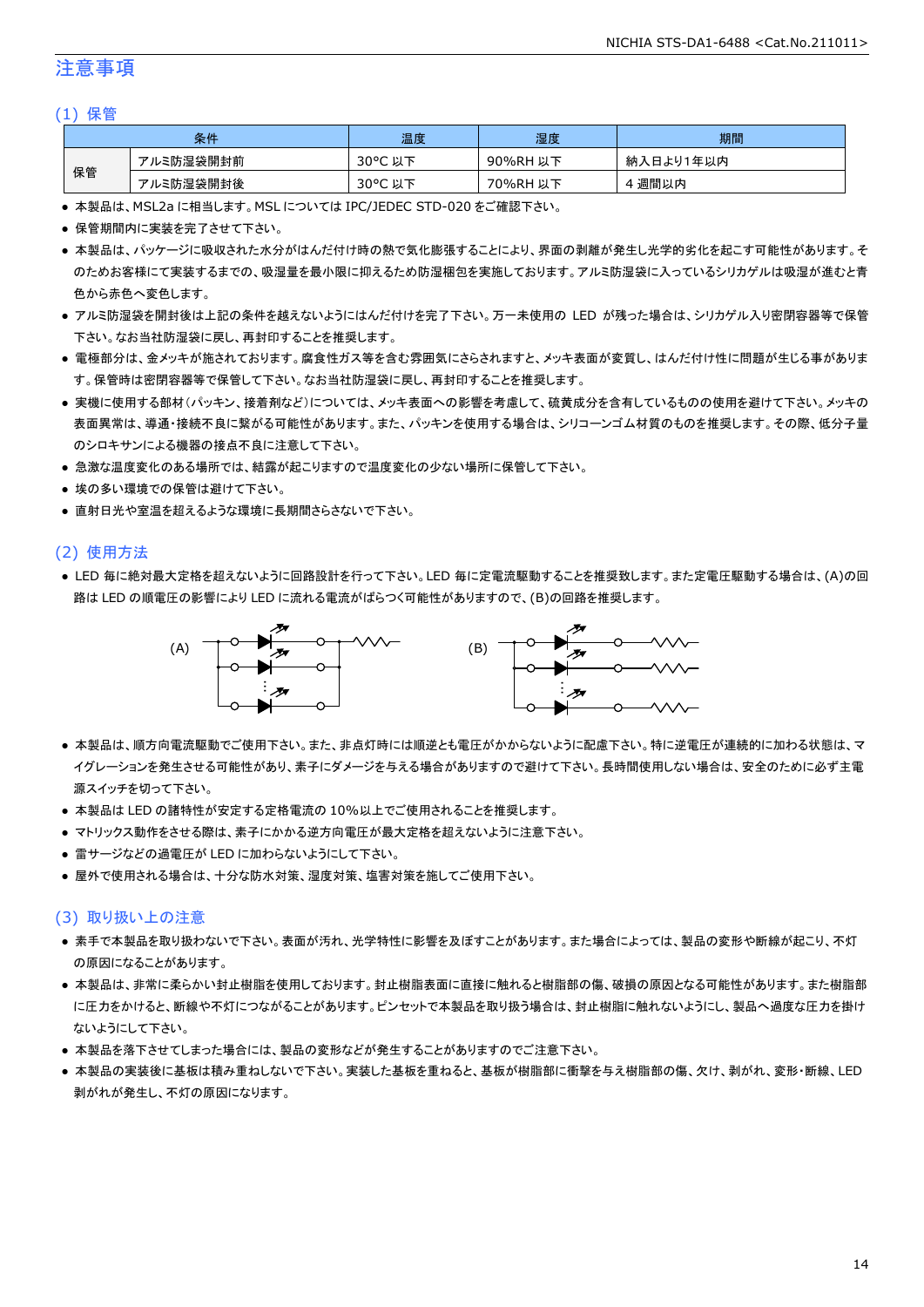# 注意事項

## (1) 保管

| 条件 | | 温度 | 湿度 | 期間 |
|---|---|---|---|---|
| 保管 | アルミ防湿袋開封前 | 30°C 以下 | 90%RH 以下 | 納入日より1年以内 |
| | アルミ防湿袋開封後 | 30°C 以下 | 70%RH 以下 | 4 週間以内 |

- 本製品は、MSL2a に相当します。MSL については IPC/JEDEC STD-020 をご確認下さい。
- 保管期間内に実装を完了させて下さい。
- 本製品は、パッケージに吸収された水分がはんだ付け時の熱で気化膨張することにより、界面の剥離が発生し光学的劣化を起こす可能性があります。そのためお客様にて実装するまでの、吸湿量を最小限に抑えるため防湿梱包を実施しております。アルミ防湿袋に入っているシリカゲルは吸湿が進むと青色から赤色へ変色します。
- アルミ防湿袋を開封後は上記の条件を越えないようにはんだ付けを完了下さい。万一未使用の LED が残った場合は、シリカゲル入り密閉容器等で保管下さい。なお当社防湿袋に戻し、再封印することを推奨します。
- 電極部分は、金メッキが施されております。腐食性ガス等を含む雰囲気にさらされますと、メッキ表面が変質し、はんだ付け性に問題が生じる事があります。保管時は密閉容器等で保管して下さい。なお当社防湿袋に戻し、再封印することを推奨します。
- 実機に使用する部材(パッキン、接着剤など)については、メッキ表面への影響を考慮して、硫黄成分を含有しているものの使用を避けて下さい。メッキの表面異常は、導通・接続不良に繋がる可能性があります。また、パッキンを使用する場合は、シリコーンゴム材質のものを推奨します。その際、低分子量のシロキサンによる機器の接点不良に注意して下さい。
- 急激な温度変化のある場所では、結露が起こりますので温度変化の少ない場所に保管して下さい。
- 埃の多い環境での保管は避けて下さい。
- 直射日光や室温を超えるような環境に長期間さらさないで下さい。

## (2) 使用方法

- LED 毎に絶対最大定格を超えないように回路設計を行って下さい。LED 毎に定電流駆動することを推奨致します。また定電圧駆動する場合は、(A)の回路は LED の順電圧の影響により LED に流れる電流がばらつく可能性がありますので、(B)の回路を推奨します。

(A) (B)

- 本製品は、順方向電流駆動でご使用下さい。また、非点灯時には順逆とも電圧がかからないように配慮下さい。特に逆電圧が連続的に加わる状態は、マイグレーションを発生させる可能性があり、素子にダメージを与える場合がありますので避けて下さい。長時間使用しない場合は、安全のために必ず主電源スイッチを切って下さい。
- 本製品は LED の諸特性が安定する定格電流の 10%以上でご使用されることを推奨します。
- マトリックス動作をさせる際は、素子にかかる逆方向電圧が最大定格を超えないように注意下さい。
- 雷サージなどの過電圧が LED に加わらないようにして下さい。
- 屋外で使用される場合は、十分な防水対策、湿度対策、塩害対策を施してご使用下さい。

## (3) 取り扱い上の注意

- 素手で本製品を取り扱わないで下さい。表面が汚れ、光学特性に影響を及ぼすことがあります。また場合によっては、製品の変形や断線が起こり、不灯の原因になることがあります。
- 本製品は、非常に柔らかい封止樹脂を使用しております。封止樹脂表面に直接に触れると樹脂部の傷、破損の原因となる可能性があります。また樹脂部に圧力をかけると、断線や不灯につながることがあります。ピンセットで本製品を取り扱う場合は、封止樹脂に触れないようにし、製品へ過度な圧力を掛けないようにして下さい。
- 本製品を落下させてしまった場合には、製品の変形などが発生することがありますのでご注意下さい。
- 本製品の実装後に基板は積み重ねしないで下さい。実装した基板を重ねると、基板が樹脂部に衝撃を与え樹脂部の傷、欠け、剥がれ、変形・断線、LED 剥がれが発生し、不灯の原因になります。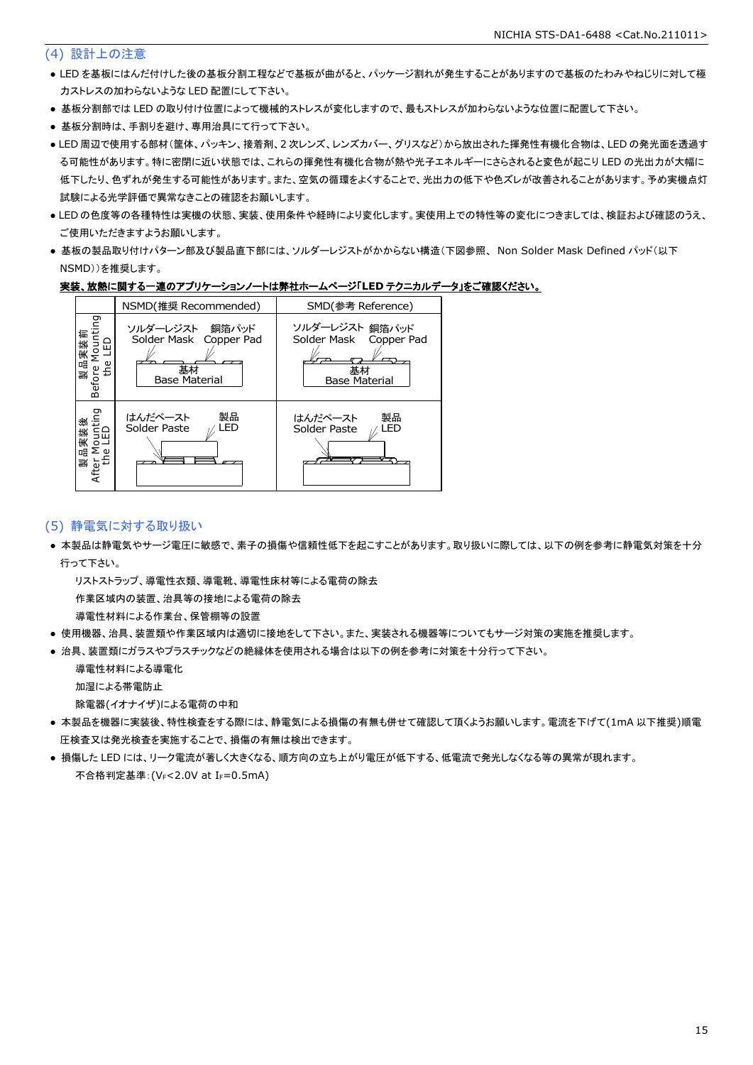## (4) 設計上の注意

- LED を基板にはんだ付けした後の基板分割工程などで基板が曲がると、パッケージ割れが発生することがありますので基板のたわみやねじりに対して極力ストレスの加わらないような LED 配置にして下さい。
- 基板分割部では LED の取り付け位置によって機械的ストレスが変化しますので、最もストレスが加わらないような位置に配置して下さい。
- 基板分割時は、手割りを避け、専用治具にて行って下さい。
- LED 周辺で使用する部材(筐体、パッキン、接着剤、2 次レンズ、レンズカバー、グリスなど)から放出された揮発性有機化合物は、LED の発光面を透過する可能性があります。特に密閉に近い状態では、これらの揮発性有機化合物が熱や光子エネルギーにさらされると変色が起こり LED の光出力が大幅に低下したり、色ずれが発生する可能性があります。また、空気の循環をよくすることで、光出力の低下や色ズレが改善されることがあります。予め実機点灯試験による光学評価で異常なきことの確認をお願いします。
- LED の色度等の各種特性は実機の状態、実装、使用条件や経時により変化します。実使用上での特性等の変化につきましては、検証および確認のうえ、ご使用いただきますようお願いします。
- 基板の製品取り付けパターン部及び製品直下部には、ソルダーレジストがかからない構造(下図参照、 Non Solder Mask Defined パッド(以下 NSMD))を推奨します。

**実装、放熱に関する一連のアプリケーションノートは弊社ホームページ「LED テクニカルデータ」をご確認ください。**

| | NSMD(推奨 Recommended) | SMD(参考 Reference) |
|---|---|---|
| 製品実装前 Before Mounting the LED | ソルダーレジスト Solder Mask / 銅箔パッド Copper Pad / 基材 Base Material | ソルダーレジスト Solder Mask / 銅箔パッド Copper Pad / 基材 Base Material |
| 製品実装後 After Mounting the LED | はんだペースト Solder Paste / 製品 LED | はんだペースト Solder Paste / 製品 LED |

## (5) 静電気に対する取り扱い

- 本製品は静電気やサージ電圧に敏感で、素子の損傷や信頼性低下を起こすことがあります。取り扱いに際しては、以下の例を参考に静電気対策を十分行って下さい。

  リストストラップ、導電性衣類、導電靴、導電性床材等による電荷の除去

  作業区域内の装置、治具等の接地による電荷の除去

  導電性材料による作業台、保管棚等の設置
- 使用機器、治具、装置類や作業区域内は適切に接地をして下さい。また、実装される機器等についてもサージ対策の実施を推奨します。
- 治具、装置類にガラスやプラスチックなどの絶縁体を使用される場合は以下の例を参考に対策を十分行って下さい。

  導電性材料による導電化

  加湿による帯電防止

  除電器(イオナイザ)による電荷の中和
- 本製品を機器に実装後、特性検査をする際には、静電気による損傷の有無も併せて確認して頂くようお願いします。電流を下げて(1mA 以下推奨)順電圧検査又は発光検査を実施することで、損傷の有無は検出できます。
- 損傷した LED には、リーク電流が著しく大きくなる、順方向の立ち上がり電圧が低下する、低電流で発光しなくなる等の異常が現れます。

  不合格判定基準:($V_F$<2.0V at $I_F$=0.5mA)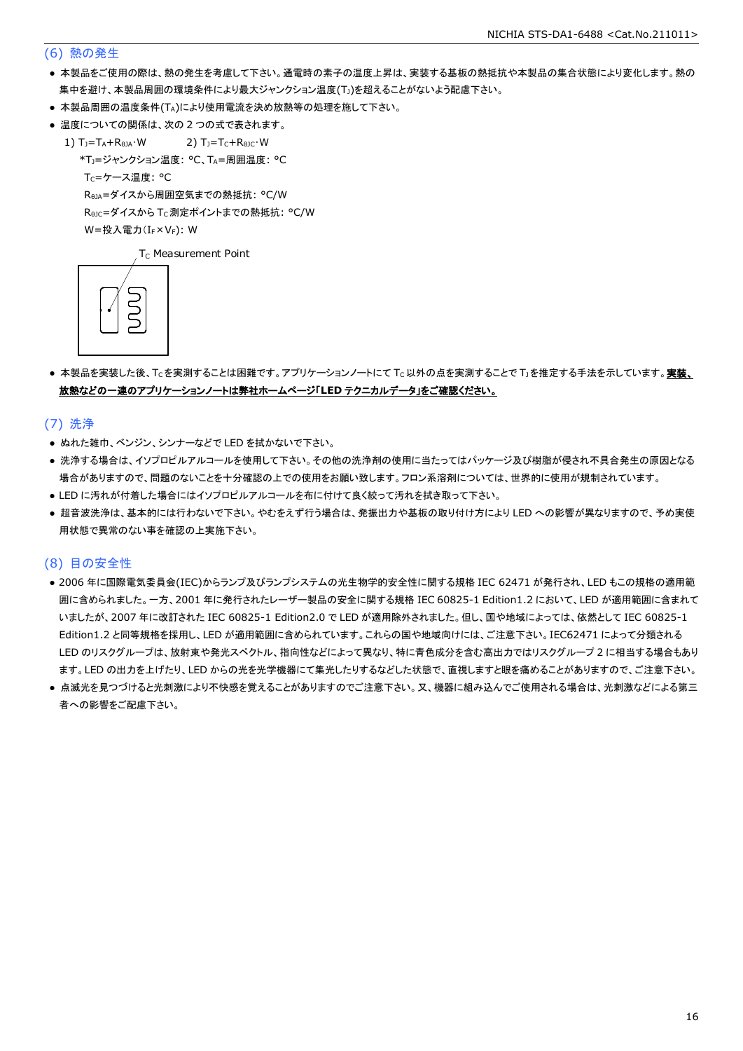## (6) 熱の発生

- 本製品をご使用の際は、熱の発生を考慮して下さい。通電時の素子の温度上昇は、実装する基板の熱抵抗や本製品の集合状態により変化します。熱の集中を避け、本製品周囲の環境条件により最大ジャンクション温度($T_J$)を超えることがないよう配慮下さい。
- 本製品周囲の温度条件($T_A$)により使用電流を決め放熱等の処理を施して下さい。
- 温度についての関係は、次の 2 つの式で表されます。

  1) $T_J=T_A+R_{\theta JA}\cdot W$　　　2) $T_J=T_C+R_{\theta JC}\cdot W$

  *$T_J$=ジャンクション温度: °C、$T_A$=周囲温度: °C

  $T_C$=ケース温度: °C

  $R_{\theta JA}$=ダイスから周囲空気までの熱抵抗: °C/W

  $R_{\theta JC}$=ダイスから $T_C$ 測定ポイントまでの熱抵抗: °C/W

  W=投入電力($I_F\times V_F$): W

$T_C$ Measurement Point

- 本製品を実装した後、$T_C$ を実測することは困難です。アプリケーションノートにて $T_C$ 以外の点を実測することで $T_J$ を推定する手法を示しています。**実装、放熱などの一連のアプリケーションノートは弊社ホームページ「LED テクニカルデータ」をご確認ください。**

## (7) 洗浄

- ぬれた雑巾、ベンジン、シンナーなどで LED を拭かないで下さい。
- 洗浄する場合は、イソプロピルアルコールを使用して下さい。その他の洗浄剤の使用に当たってはパッケージ及び樹脂が侵され不具合発生の原因となる場合がありますので、問題のないことを十分確認の上での使用をお願い致します。フロン系溶剤については、世界的に使用が規制されています。
- LED に汚れが付着した場合にはイソプロピルアルコールを布に付けて良く絞って汚れを拭き取って下さい。
- 超音波洗浄は、基本的には行わないで下さい。やむをえず行う場合は、発振出力や基板の取り付け方により LED への影響が異なりますので、予め実使用状態で異常のない事を確認の上実施下さい。

## (8) 目の安全性

- 2006 年に国際電気委員会(IEC)からランプ及びランプシステムの光生物学的安全性に関する規格 IEC 62471 が発行され、LED もこの規格の適用範囲に含められました。一方、2001 年に発行されたレーザー製品の安全に関する規格 IEC 60825-1 Edition1.2 において、LED が適用範囲に含まれていましたが、2007 年に改訂された IEC 60825-1 Edition2.0 で LED が適用除外されました。但し、国や地域によっては、依然として IEC 60825-1 Edition1.2 と同等規格を採用し、LED が適用範囲に含められています。これらの国や地域向けには、ご注意下さい。IEC62471 によって分類される LED のリスクグループは、放射束や発光スペクトル、指向性などによって異なり、特に青色成分を含む高出力ではリスクグループ 2 に相当する場合もあります。LED の出力を上げたり、LED からの光を光学機器にて集光したりするなどした状態で、直視しますと眼を痛めることがありますので、ご注意下さい。
- 点滅光を見つづけると光刺激により不快感を覚えることがありますのでご注意下さい。又、機器に組み込んでご使用される場合は、光刺激などによる第三者への影響をご配慮下さい。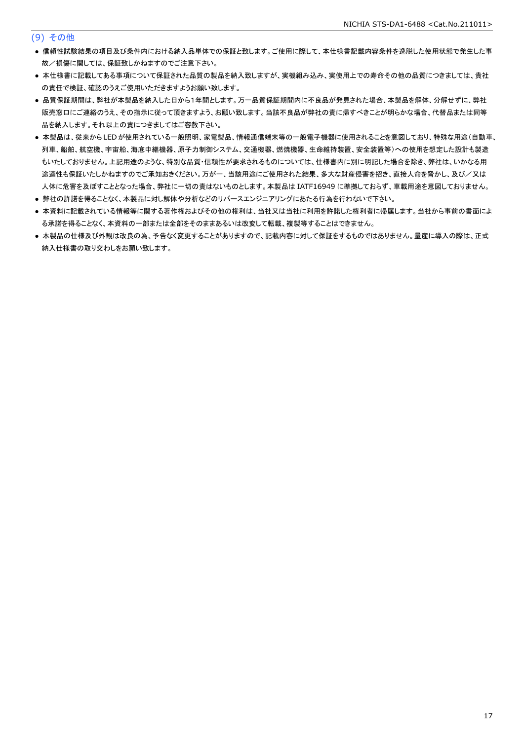## (9) その他

- 信頼性試験結果の項目及び条件内における納入品単体での保証と致します。ご使用に際して、本仕様書記載内容条件を逸脱した使用状態で発生した事故／損傷に関しては、保証致しかねますのでご注意下さい。
- 本仕様書に記載してある事項について保証された品質の製品を納入致しますが、実機組み込み、実使用上での寿命その他の品質につきましては、貴社の責任で検証、確認のうえご使用いただきますようお願い致します。
- 品質保証期間は、弊社が本製品を納入した日から1年間とします。万一品質保証期間内に不良品が発見された場合、本製品を解体、分解せずに、弊社販売窓口にご連絡のうえ、その指示に従って頂きますよう、お願い致します。当該不良品が弊社の責に帰すべきことが明らかな場合、代替品または同等品を納入します。それ以上の責につきましてはご容赦下さい。
- 本製品は、従来からLEDが使用されている一般照明、家電製品、情報通信端末等の一般電子機器に使用されることを意図しており、特殊な用途（自動車、列車、船舶、航空機、宇宙船、海底中継機器、原子力制御システム、交通機器、燃焼機器、生命維持装置、安全装置等）への使用を想定した設計も製造もいたしておりません。上記用途のような、特別な品質･信頼性が要求されるものについては、仕様書内に別に明記した場合を除き、弊社は、いかなる用途適性も保証いたしかねますのでご承知おきください。万が一、当該用途にご使用された結果、多大な財産侵害を招き、直接人命を脅かし、及び／又は人体に危害を及ぼすこととなった場合、弊社に一切の責はないものとします。本製品は IATF16949 に準拠しておらず、車載用途を意図しておりません。
- 弊社の許諾を得ることなく、本製品に対し解体や分析などのリバースエンジニアリングにあたる行為を行わないで下さい。
- 本資料に記載されている情報等に関する著作権およびその他の権利は、当社又は当社に利用を許諾した権利者に帰属します。当社から事前の書面による承諾を得ることなく、本資料の一部または全部をそのままあるいは改変して転載、複製等することはできません。
- 本製品の仕様及び外観は改良の為、予告なく変更することがありますので、記載内容に対して保証をするものではありません。量産に導入の際は、正式納入仕様書の取り交わしをお願い致します。